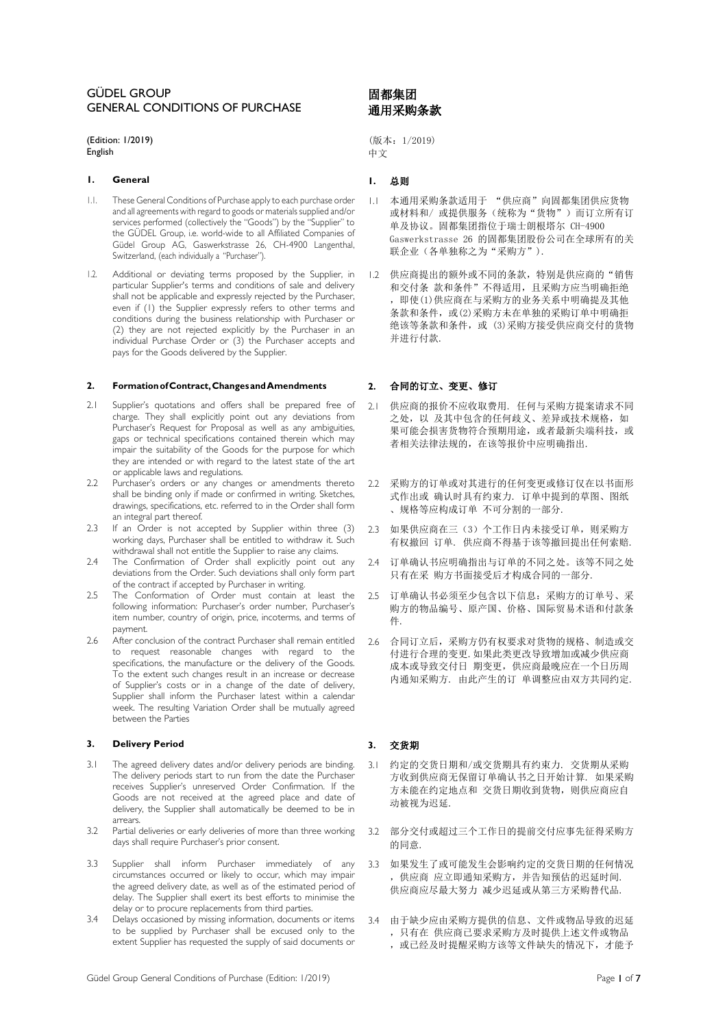# GÜDEL GROUP
# GENERAL CONDITIONS OF PURCHASE

(Edition: 1/2019)
English

## 1. General

1.1. These General Conditions of Purchase apply to each purchase order and all agreements with regard to goods or materials supplied and/or services performed (collectively the "Goods") by the "Supplier" to the GÜDEL Group, i.e. world-wide to all Affiliated Companies of Güdel Group AG, Gaswerkstrasse 26, CH-4900 Langenthal, Switzerland, (each individually a "Purchaser").

1.2. Additional or deviating terms proposed by the Supplier, in particular Supplier's terms and conditions of sale and delivery shall not be applicable and expressly rejected by the Purchaser, even if (1) the Supplier expressly refers to other terms and conditions during the business relationship with Purchaser or (2) they are not rejected explicitly by the Purchaser in an individual Purchase Order or (3) the Purchaser accepts and pays for the Goods delivered by the Supplier.

## 2. Formation of Contract, Changes and Amendments

2.1 Supplier's quotations and offers shall be prepared free of charge. They shall explicitly point out any deviations from Purchaser's Request for Proposal as well as any ambiguities, gaps or technical specifications contained therein which may impair the suitability of the Goods for the purpose for which they are intended or with regard to the latest state of the art or applicable laws and regulations.

2.2 Purchaser's orders or any changes or amendments thereto shall be binding only if made or confirmed in writing. Sketches, drawings, specifications, etc. referred to in the Order shall form an integral part thereof.

2.3 If an Order is not accepted by Supplier within three (3) working days, Purchaser shall be entitled to withdraw it. Such withdrawal shall not entitle the Supplier to raise any claims.

2.4 The Confirmation of Order shall explicitly point out any deviations from the Order. Such deviations shall only form part of the contract if accepted by Purchaser in writing.

2.5 The Conformation of Order must contain at least the following information: Purchaser's order number, Purchaser's item number, country of origin, price, incoterms, and terms of payment.

2.6 After conclusion of the contract Purchaser shall remain entitled to request reasonable changes with regard to the specifications, the manufacture or the delivery of the Goods. To the extent such changes result in an increase or decrease of Supplier's costs or in a change of the date of delivery, Supplier shall inform the Purchaser latest within a calendar week. The resulting Variation Order shall be mutually agreed between the Parties

## 3. Delivery Period

3.1 The agreed delivery dates and/or delivery periods are binding. The delivery periods start to run from the date the Purchaser receives Supplier's unreserved Order Confirmation. If the Goods are not received at the agreed place and date of delivery, the Supplier shall automatically be deemed to be in arrears.

3.2 Partial deliveries or early deliveries of more than three working days shall require Purchaser's prior consent.

3.3 Supplier shall inform Purchaser immediately of any circumstances occurred or likely to occur, which may impair the agreed delivery date, as well as of the estimated period of delay. The Supplier shall exert its best efforts to minimise the delay or to procure replacements from third parties.

3.4 Delays occasioned by missing information, documents or items to be supplied by Purchaser shall be excused only to the extent Supplier has requested the supply of said documents or

# 固都集团
# 通用采购条款

(版本：1/2019)
中文

## 1. 总则

1.1 本通用采购条款适用于 “供应商”向固都集团供应货物或材料和/ 或提供服务（统称为“货物”）而订立所有订单及协议。固都集团指位于瑞士朗根塔尔 CH-4900 Gaswerkstrasse 26 的固都集团股份公司在全球所有的关联企业（各单独称之为“采购方”）.

1.2 供应商提出的额外或不同的条款，特别是供应商的“销售和交付条 款和条件”不得适用，且采购方应当明确拒绝，即使(1)供应商在与采购方的业务关系中明确提及其他条款和条件，或(2)采购方未在单独的采购订单中明确拒绝该等条款和条件，或 (3)采购方接受供应商交付的货物并进行付款.

## 2. 合同的订立、变更、修订

2.1 供应商的报价不应收取费用. 任何与采购方提案请求不同之处，以 及其中包含的任何歧义、差异或技术规格，如果可能会损害货物符合预期用途，或者最新尖端科技，或者相关法律法规的，在该等报价中应明确指出.

2.2 采购方的订单或对其进行的任何变更或修订仅在以书面形式作出或 确认时具有约束力. 订单中提到的草图、图纸、规格等应构成订单 不可分割的一部分.

2.3 如果供应商在三（3）个工作日内未接受订单，则采购方有权撤回 订单. 供应商不得基于该等撤回提出任何索赔.

2.4 订单确认书应明确指出与订单的不同之处。该等不同之处只有在采 购方书面接受后才构成合同的一部分.

2.5 订单确认书必须至少包含以下信息：采购方的订单号、采购方的物品编号、原产国、价格、国际贸易术语和付款条件.

2.6 合同订立后，采购方仍有权要求对货物的规格、制造或交付进行合理的变更.如果此类更改导致增加或减少供应商成本或导致交付日 期变更，供应商最晚应在一个日历周内通知采购方. 由此产生的订 单调整应由双方共同约定.

## 3. 交货期

3.1 约定的交货日期和/或交货期具有约束力. 交货期从采购方收到供应商无保留订单确认书之日开始计算. 如果采购方未能在约定地点和 交货日期收到货物，则供应商应自动被视为迟延.

3.2 部分交付或超过三个工作日的提前交付应事先征得采购方的同意.

3.3 如果发生了或可能发生会影响约定的交货日期的任何情况，供应商 应立即通知采购方，并告知预估的迟延时间. 供应商应尽最大努力 减少迟延或从第三方采购替代品.

3.4 由于缺少应由采购方提供的信息、文件或物品导致的迟延，只有在 供应商已要求采购方及时提供上述文件或物品，或已经及时提醒采购方该等文件缺失的情况下，才能予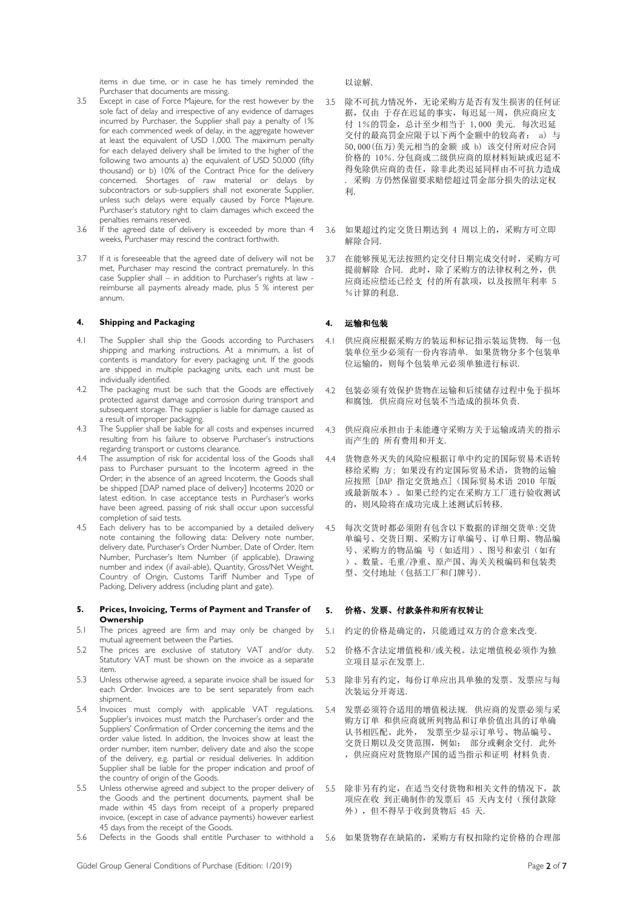items in due time, or in case he has timely reminded the Purchaser that documents are missing.

以谅解.

3.5 Except in case of Force Majeure, for the rest however by the sole fact of delay and irrespective of any evidence of damages incurred by Purchaser, the Supplier shall pay a penalty of 1% for each commenced week of delay, in the aggregate however at least the equivalent of USD 1,000. The maximum penalty for each delayed delivery shall be limited to the higher of the following two amounts a) the equivalent of USD 50,000 (fifty thousand) or b) 10% of the Contract Price for the delivery concerned. Shortages of raw material or delays by subcontractors or sub-suppliers shall not exonerate Supplier, unless such delays were equally caused by Force Majeure. Purchaser's statutory right to claim damages which exceed the penalties remains reserved.

3.5 除不可抗力情况外，无论采购方是否有发生损害的任何证据，仅由于存在迟延的事实，每迟延一周，供应商应支付 1%的罚金，总计至少相当于 1,000 美元. 每次迟延交付的最高罚金应限于以下两个金额中的较高者： a) 与 50,000(伍万)美元相当的金额 或 b) 该交付所对应合同价格的 10%. 分包商或二级供应商的原材料短缺或迟延不得免除供应商的责任，除非此类迟延同样由不可抗力造成. 采购 方仍然保留要求赔偿超过罚金部分损失的法定权利.

3.6 If the agreed date of delivery is exceeded by more than 4 weeks, Purchaser may rescind the contract forthwith.

3.6 如果超过约定交货日期达到 4 周以上，采购方可立即解除合同.

3.7 If it is foreseeable that the agreed date of delivery will not be met, Purchaser may rescind the contract prematurely. In this case Supplier shall – in addition to Purchaser's rights at law - reimburse all payments already made, plus 5 % interest per annum.

3.7 在能够预见无法按照约定交付日期完成交付时，采购方可提前解除 合同. 此时，除了采购方的法律权利之外，供应商还应偿还已经支 付的所有款项，以及按照年利率 5%计算的利息.

## 4. Shipping and Packaging

## 4. 运输和包装

4.1 The Supplier shall ship the Goods according to Purchasers shipping and marking instructions. At a minimum, a list of contents is mandatory for every packaging unit. If the goods are shipped in multiple packaging units, each unit must be individually identified.

4.1 供应商应根据采购方的装运和标记指示装运货物. 每一包装单位至少必须有一份内容清单. 如果货物分多个包装单位运输的，则每个包装单元必须单独进行标识.

4.2 The packaging must be such that the Goods are effectively protected against damage and corrosion during transport and subsequent storage. The supplier is liable for damage caused as a result of improper packaging.

4.2 包装必须有效保护货物在运输和后续储存过程中免于损坏和腐蚀. 供应商应对包装不当造成的损坏负责.

4.3 The Supplier shall be liable for all costs and expenses incurred resulting from his failure to observe Purchaser's instructions regarding transport or customs clearance.

4.3 供应商应承担由于未能遵守采购方关于运输或清关的指示而产生的 所有费用和开支.

4.4 The assumption of risk for accidental loss of the Goods shall pass to Purchaser pursuant to the Incoterm agreed in the Order; in the absence of an agreed Incoterm, the Goods shall be shipped [DAP named place of delivery] Incoterms 2020 or latest edition. In case acceptance tests in Purchaser's works have been agreed, passing of risk shall occur upon successful completion of said tests.

4.4 货物意外灭失的风险应根据订单中约定的国际贸易术语转移给采购 方; 如果没有约定国际贸易术语，货物的运输应按照 [DAP 指定交货地点]（国际贸易术语 2010 年版或最新版本）。如果已经约定在采购方工厂进行验收测试的，则风险将在成功完成上述测试后转移.

4.5 Each delivery has to be accompanied by a detailed delivery note containing the following data: Delivery note number, delivery date, Purchaser's Order Number, Date of Order, Item Number, Purchaser's Item Number (if applicable), Drawing number and index (if avail-able), Quantity, Gross/Net Weight, Country of Origin, Customs Tariff Number and Type of Packing, Delivery address (including plant and gate).

4.5 每次交货时都必须附有包含以下数据的详细交货单:交货单编号、交货日期、采购方订单编号、订单日期、物品编号、采购方的物品编 号（如适用）、图号和索引（如有）、数量、毛重/净重、原产国、海关关税编码和包装类型、交付地址（包括工厂和门牌号).

## 5. Prices, Invoicing, Terms of Payment and Transfer of Ownership

## 5. 价格、发票、付款条件和所有权转让

5.1 The prices agreed are firm and may only be changed by mutual agreement between the Parties.

5.1 约定的价格是确定的，只能通过双方的合意来改变.

5.2 The prices are exclusive of statutory VAT and/or duty. Statutory VAT must be shown on the invoice as a separate item.

5.2 价格不含法定增值税和/或关税。法定增值税必须作为独立项目显示在发票上.

5.3 Unless otherwise agreed, a separate invoice shall be issued for each Order. Invoices are to be sent separately from each shipment.

5.3 除非另有约定，每份订单应出具单独的发票。发票应与每次装运分开寄送.

5.4 Invoices must comply with applicable VAT regulations. Supplier's invoices must match the Purchaser's order and the Suppliers' Confirmation of Order concerning the items and the order value listed. In addition, the Invoices show at least the order number, item number, delivery date and also the scope of the delivery, e.g. partial or residual deliveries. In addition Supplier shall be liable for the proper indication and proof of the country of origin of the Goods.

5.4 发票必须符合适用的增值税法规. 供应商的发票必须与采购方订单 和供应商就所列物品和订单价值出具的订单确认书相匹配。此外， 发票至少显示订单号、物品编号、交货日期以及交货范围，例如： 部分或剩余交付. 此外，供应商应对货物原产国的适当指示和证明 材料负责.

5.5 Unless otherwise agreed and subject to the proper delivery of the Goods and the pertinent documents, payment shall be made within 45 days from receipt of a properly prepared invoice, (except in case of advance payments) however earliest 45 days from the receipt of the Goods.

5.5 除非另有约定，在适当交付货物和相关文件的情况下，款项应在收 到正确制作的发票后 45 天内支付（预付款除外），但不得早于收到货物后 45 天.

5.6 Defects in the Goods shall entitle Purchaser to withhold a

5.6 如果货物存在缺陷的，采购方有权扣除约定价格的合理部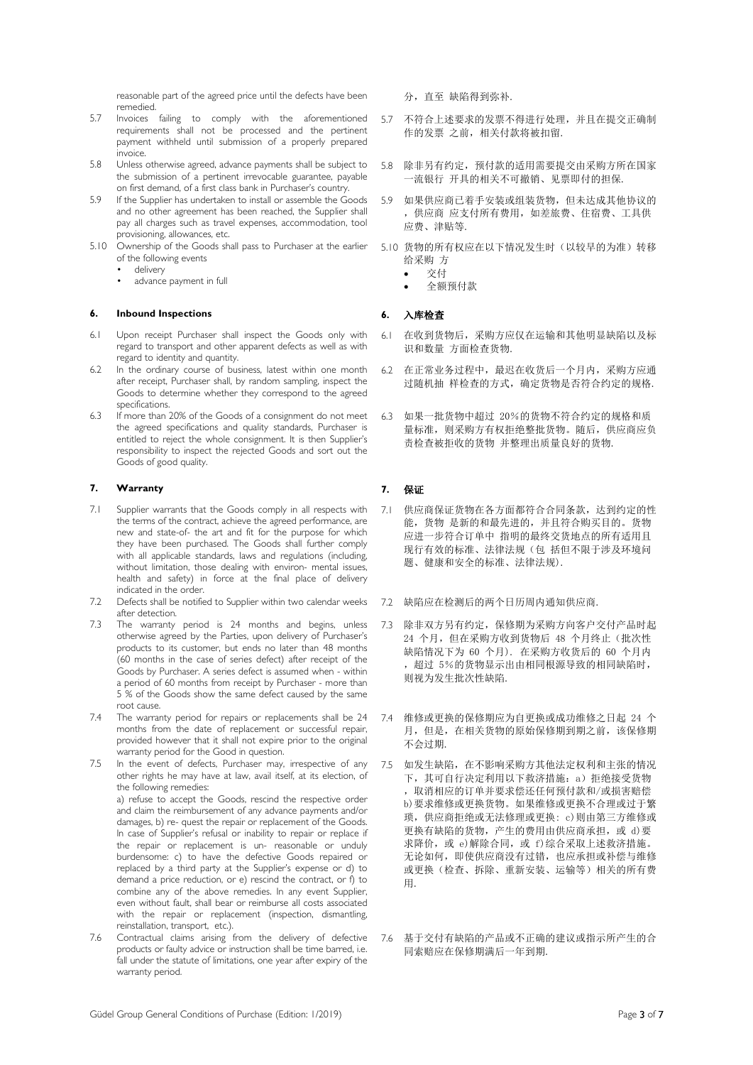reasonable part of the agreed price until the defects have been remedied.

5.7 Invoices failing to comply with the aforementioned requirements shall not be processed and the pertinent payment withheld until submission of a properly prepared invoice.

5.8 Unless otherwise agreed, advance payments shall be subject to the submission of a pertinent irrevocable guarantee, payable on first demand, of a first class bank in Purchaser's country.

5.9 If the Supplier has undertaken to install or assemble the Goods and no other agreement has been reached, the Supplier shall pay all charges such as travel expenses, accommodation, tool provisioning, allowances, etc.

5.10 Ownership of the Goods shall pass to Purchaser at the earlier of the following events

- delivery
- advance payment in full

## 6. Inbound Inspections

6.1 Upon receipt Purchaser shall inspect the Goods only with regard to transport and other apparent defects as well as with regard to identity and quantity.

6.2 In the ordinary course of business, latest within one month after receipt, Purchaser shall, by random sampling, inspect the Goods to determine whether they correspond to the agreed specifications.

6.3 If more than 20% of the Goods of a consignment do not meet the agreed specifications and quality standards, Purchaser is entitled to reject the whole consignment. It is then Supplier's responsibility to inspect the rejected Goods and sort out the Goods of good quality.

## 7. Warranty

7.1 Supplier warrants that the Goods comply in all respects with the terms of the contract, achieve the agreed performance, are new and state-of- the art and fit for the purpose for which they have been purchased. The Goods shall further comply with all applicable standards, laws and regulations (including, without limitation, those dealing with environ- mental issues, health and safety) in force at the final place of delivery indicated in the order.

7.2 Defects shall be notified to Supplier within two calendar weeks after detection.

7.3 The warranty period is 24 months and begins, unless otherwise agreed by the Parties, upon delivery of Purchaser's products to its customer, but ends no later than 48 months (60 months in the case of series defect) after receipt of the Goods by Purchaser. A series defect is assumed when - within a period of 60 months from receipt by Purchaser - more than 5 % of the Goods show the same defect caused by the same root cause.

7.4 The warranty period for repairs or replacements shall be 24 months from the date of replacement or successful repair, provided however that it shall not expire prior to the original warranty period for the Good in question.

7.5 In the event of defects, Purchaser may, irrespective of any other rights he may have at law, avail itself, at its election, of the following remedies:
a) refuse to accept the Goods, rescind the respective order and claim the reimbursement of any advance payments and/or damages, b) re- quest the repair or replacement of the Goods. In case of Supplier's refusal or inability to repair or replace if the repair or replacement is un- reasonable or unduly burdensome: c) to have the defective Goods repaired or replaced by a third party at the Supplier's expense or d) to demand a price reduction, or e) rescind the contract, or f) to combine any of the above remedies. In any event Supplier, even without fault, shall bear or reimburse all costs associated with the repair or replacement (inspection, dismantling, reinstallation, transport, etc.).

7.6 Contractual claims arising from the delivery of defective products or faulty advice or instruction shall be time barred, i.e. fall under the statute of limitations, one year after expiry of the warranty period.

分，直至 缺陷得到弥补.

5.7 不符合上述要求的发票不得进行处理，并且在提交正确制作的发票 之前，相关付款将被扣留.

5.8 除非另有约定，预付款的适用需要提交由采购方所在国家一流银行 开具的相关不可撤销、见票即付的担保.

5.9 如果供应商已着手安装或组装货物，但未达成其他协议的，供应商 应支付所有费用，如差旅费、住宿费、工具供应费、津贴等.

5.10 货物的所有权应在以下情况发生时（以较早的为准）转移给采购 方

- 交付
- 全额预付款

## 6. 入库检查

6.1 在收到货物后，采购方应仅在运输和其他明显缺陷以及标识和数量 方面检查货物.

6.2 在正常业务过程中，最迟在收货后一个月内，采购方应通过随机抽 样检查的方式，确定货物是否符合约定的规格.

6.3 如果一批货物中超过 20%的货物不符合约定的规格和质量标准，则采购方有权拒绝整批货物。随后，供应商应负责检查被拒收的货物 并整理出质量良好的货物.

## 7. 保证

7.1 供应商保证货物在各方面都符合合同条款，达到约定的性能，货物 是新的和最先进的，并且符合购买目的。货物应进一步符合订单中 指明的最终交货地点的所有适用且现行有效的标准、法律法规（包 括但不限于涉及环境问题、健康和安全的标准、法律法规）.

7.2 缺陷应在检测后的两个日历周内通知供应商.

7.3 除非双方另有约定，保修期为采购方向客户交付产品时起 24 个月，但在采购方收到货物后 48 个月终止（批次性缺陷情况下为 60 个月）. 在采购方收货后的 60 个月内，超过 5%的货物显示出由相同根源导致的相同缺陷时，则视为发生批次性缺陷.

7.4 维修或更换的保修期应为自更换或成功维修之日起 24 个月，但是，在相关货物的原始保修期到期之前，该保修期不会过期.

7.5 如发生缺陷，在不影响采购方其他法定权利和主张的情况下，其可自行决定利用以下救济措施：a）拒绝接受货物，取消相应的订单并要求偿还任何预付款和/或损害赔偿 b)要求维修或更换货物。如果维修或更换不合理或过于繁琐，供应商拒绝或无法修理或更换：c)则由第三方维修或更换有缺陷的货物，产生的费用由供应商承担，或 d)要求降价，或 e)解除合同，或 f)综合采取上述救济措施。无论如何，即使供应商没有过错，也应承担或补偿与维修或更换（检查、拆除、重新安装、运输等）相关的所有费用.

7.6 基于交付有缺陷的产品或不正确的建议或指示所产生的合同索赔应在保修期满后一年到期.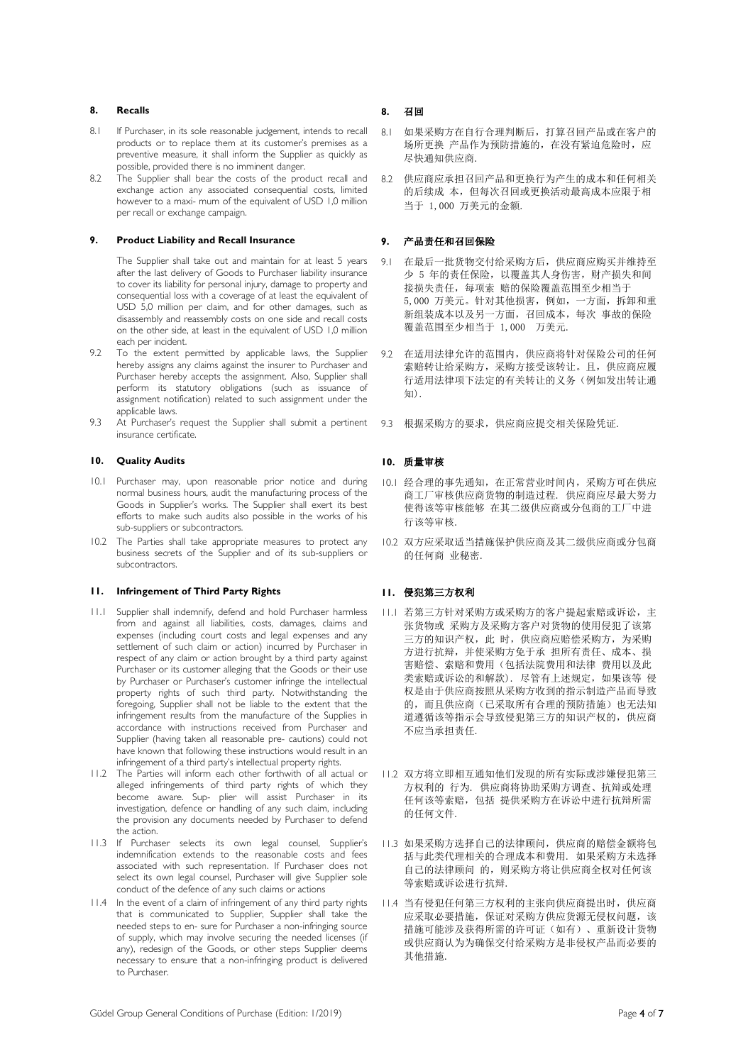## 8. Recalls

8.1 If Purchaser, in its sole reasonable judgement, intends to recall products or to replace them at its customer's premises as a preventive measure, it shall inform the Supplier as quickly as possible, provided there is no imminent danger.

8.2 The Supplier shall bear the costs of the product recall and exchange action any associated consequential costs, limited however to a maxi- mum of the equivalent of USD 1,0 million per recall or exchange campaign.

## 8. 召回

8.1 如果采购方在自行合理判断后，打算召回产品或在客户的场所更换 产品作为预防措施的，在没有紧迫危险时，应尽快通知供应商.

8.2 供应商应承担召回产品和更换行为产生的成本和任何相关的后续成 本，但每次召回或更换活动最高成本应限于相当于 1,000 万美元的金额.

## 9. Product Liability and Recall Insurance

The Supplier shall take out and maintain for at least 5 years after the last delivery of Goods to Purchaser liability insurance to cover its liability for personal injury, damage to property and consequential loss with a coverage of at least the equivalent of USD 5,0 million per claim, and for other damages, such as disassembly and reassembly costs on one side and recall costs on the other side, at least in the equivalent of USD 1,0 million each per incident.

9.2 To the extent permitted by applicable laws, the Supplier hereby assigns any claims against the insurer to Purchaser and Purchaser hereby accepts the assignment. Also, Supplier shall perform its statutory obligations (such as issuance of assignment notification) related to such assignment under the applicable laws.

9.3 At Purchaser's request the Supplier shall submit a pertinent insurance certificate.

## 9. 产品责任和召回保险

9.1 在最后一批货物交付给采购方后，供应商应购买并维持至少 5 年的责任保险，以覆盖其人身伤害，财产损失和间接损失责任，每项索 赔的保险覆盖范围至少相当于 5,000 万美元。针对其他损害，例如，一方面，拆卸和重新组装成本以及另一方面，召回成本，每次 事故的保险覆盖范围至少相当于 1,000 万美元.

9.2 在适用法律允许的范围内，供应商将针对保险公司的任何索赔转让给采购方，采购方接受该转让。且，供应商应履行适用法律项下法定的有关转让的义务（例如发出转让通知）.

9.3 根据采购方的要求，供应商应提交相关保险凭证.

## 10. Quality Audits

10.1 Purchaser may, upon reasonable prior notice and during normal business hours, audit the manufacturing process of the Goods in Supplier's works. The Supplier shall exert its best efforts to make such audits also possible in the works of his sub-suppliers or subcontractors.

10.2 The Parties shall take appropriate measures to protect any business secrets of the Supplier and of its sub-suppliers or subcontractors.

## 10. 质量审核

10.1 经合理的事先通知，在正常营业时间内，采购方可在供应商工厂审核供应商货物的制造过程. 供应商应尽最大努力使得该等审核能够 在其二级供应商或分包商的工厂中进行该等审核.

10.2 双方应采取适当措施保护供应商及其二级供应商或分包商的任何商 业秘密.

## 11. Infringement of Third Party Rights

11.1 Supplier shall indemnify, defend and hold Purchaser harmless from and against all liabilities, costs, damages, claims and expenses (including court costs and legal expenses and any settlement of such claim or action) incurred by Purchaser in respect of any claim or action brought by a third party against Purchaser or its customer alleging that the Goods or their use by Purchaser or Purchaser's customer infringe the intellectual property rights of such third party. Notwithstanding the foregoing, Supplier shall not be liable to the extent that the infringement results from the manufacture of the Supplies in accordance with instructions received from Purchaser and Supplier (having taken all reasonable pre- cautions) could not have known that following these instructions would result in an infringement of a third party's intellectual property rights.

11.2 The Parties will inform each other forthwith of all actual or alleged infringements of third party rights of which they become aware. Sup- plier will assist Purchaser in its investigation, defence or handling of any such claim, including the provision any documents needed by Purchaser to defend the action.

11.3 If Purchaser selects its own legal counsel, Supplier's indemnification extends to the reasonable costs and fees associated with such representation. If Purchaser does not select its own legal counsel, Purchaser will give Supplier sole conduct of the defence of any such claims or actions

11.4 In the event of a claim of infringement of any third party rights that is communicated to Supplier, Supplier shall take the needed steps to en- sure for Purchaser a non-infringing source of supply, which may involve securing the needed licenses (if any), redesign of the Goods, or other steps Supplier deems necessary to ensure that a non-infringing product is delivered to Purchaser.

## 11. 侵犯第三方权利

11.1 若第三方针对采购方或采购方的客户提起索赔或诉讼，主张货物或 采购方及采购方客户对货物的使用侵犯了该第三方的知识产权，此 时，供应商应赔偿采购方，为采购方进行抗辩，并使采购方免于承 担所有责任、成本、损害赔偿、索赔和费用（包括法院费用和法律 费用以及此类索赔或诉讼的和解款）. 尽管有上述规定，如果该等 侵权是由于供应商按照从采购方收到的指示制造产品而导致的，而且供应商（已采取所有合理的预防措施）也无法知道遵循该等指示会导致侵犯第三方的知识产权的，供应商不应当承担责任.

11.2 双方将立即相互通知他们发现的所有实际或涉嫌侵犯第三方权利的 行为. 供应商将协助采购方调查、抗辩或处理任何该等索赔，包括 提供采购方在诉讼中进行抗辩所需的任何文件.

11.3 如果采购方选择自己的法律顾问，供应商的赔偿金额将包括与此类代理相关的合理成本和费用. 如果采购方未选择自己的法律顾问 的，则采购方将让供应商全权对任何该等索赔或诉讼进行抗辩.

11.4 当有侵犯任何第三方权利的主张向供应商提出时，供应商应采取必要措施，保证对采购方供应货源无侵权问题，该措施可能涉及获得所需的许可证（如有）、重新设计货物或供应商认为为确保交付给采购方是非侵权产品而必要的其他措施.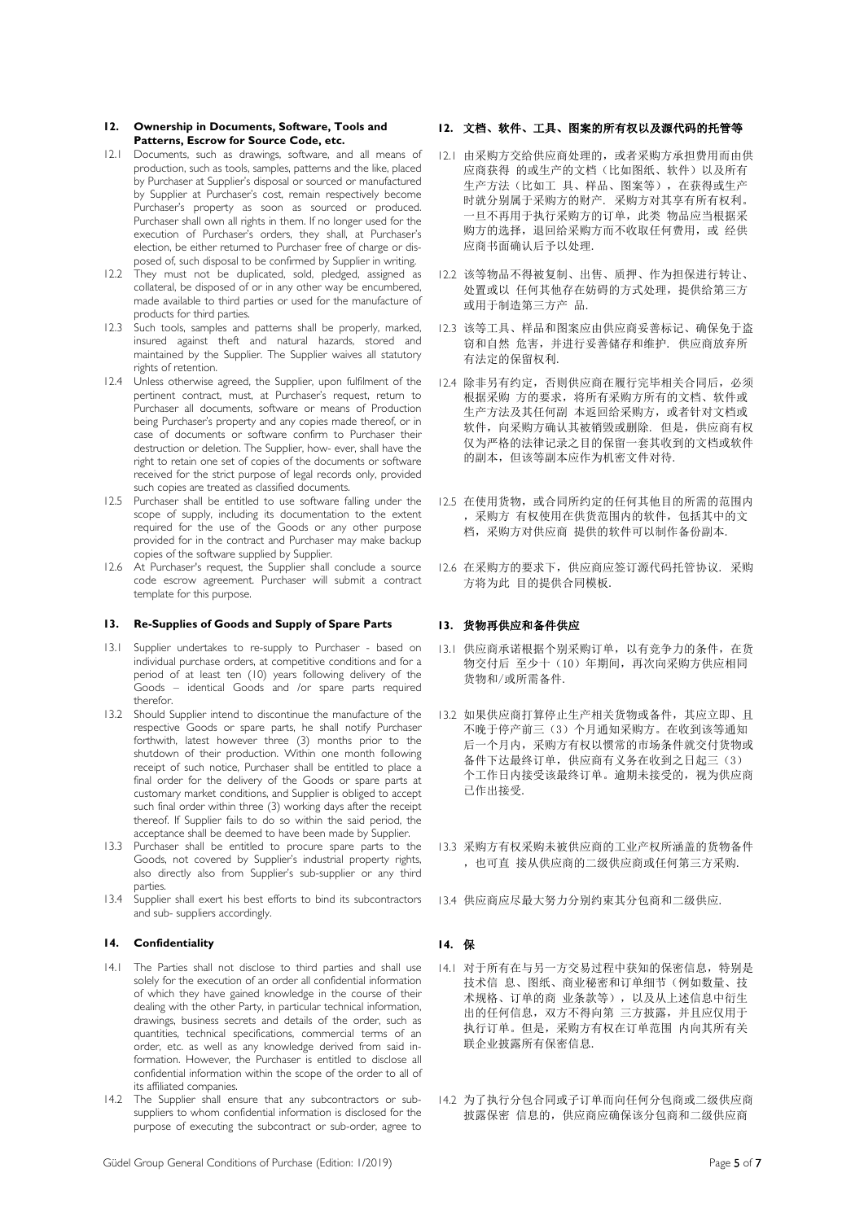## 12. Ownership in Documents, Software, Tools and Patterns, Escrow for Source Code, etc.

12.1 Documents, such as drawings, software, and all means of production, such as tools, samples, patterns and the like, placed by Purchaser at Supplier's disposal or sourced or manufactured by Supplier at Purchaser's cost, remain respectively become Purchaser's property as soon as sourced or produced. Purchaser shall own all rights in them. If no longer used for the execution of Purchaser's orders, they shall, at Purchaser's election, be either returned to Purchaser free of charge or disposed of, such disposal to be confirmed by Supplier in writing.

12.2 They must not be duplicated, sold, pledged, assigned as collateral, be disposed of or in any other way be encumbered, made available to third parties or used for the manufacture of products for third parties.

12.3 Such tools, samples and patterns shall be properly, marked, insured against theft and natural hazards, stored and maintained by the Supplier. The Supplier waives all statutory rights of retention.

12.4 Unless otherwise agreed, the Supplier, upon fulfilment of the pertinent contract, must, at Purchaser's request, return to Purchaser all documents, software or means of Production being Purchaser's property and any copies made thereof, or in case of documents or software confirm to Purchaser their destruction or deletion. The Supplier, how- ever, shall have the right to retain one set of copies of the documents or software received for the strict purpose of legal records only, provided such copies are treated as classified documents.

12.5 Purchaser shall be entitled to use software falling under the scope of supply, including its documentation to the extent required for the use of the Goods or any other purpose provided for in the contract and Purchaser may make backup copies of the software supplied by Supplier.

12.6 At Purchaser's request, the Supplier shall conclude a source code escrow agreement. Purchaser will submit a contract template for this purpose.

## 12. 文档、软件、工具、图案的所有权以及源代码的托管等

12.1 由采购方交给供应商处理的，或者采购方承担费用而由供应商获得 的或生产的文档（比如图纸、软件）以及所有生产方法（比如工 具、样品、图案等），在获得或生产时就分别属于采购方的财产. 采购方对其享有所有权利。一旦不再用于执行采购方的订单，此类 物品应当根据采购方的选择，退回给采购方而不收取任何费用，或 经供应商书面确认后予以处理.

12.2 该等物品不得被复制、出售、质押、作为担保进行转让、处置或以 任何其他存在妨碍的方式处理，提供给第三方或用于制造第三方产 品.

12.3 该等工具、样品和图案应由供应商妥善标记、确保免于盗窃和自然 危害，并进行妥善储存和维护. 供应商放弃所有法定的保留权利.

12.4 除非另有约定，否则供应商在履行完毕相关合同后，必须根据采购 方的要求，将所有采购方所有的文档、软件或生产方法及其任何副 本返回给采购方，或者针对文档或软件，向采购方确认其被销毁或删除. 但是，供应商有权仅为严格的法律记录之目的保留一套其收到的文档或软件的副本，但该等副本应作为机密文件对待.

12.5 在使用货物，或合同所约定的任何其他目的所需的范围内，采购方 有权使用在供货范围内的软件，包括其中的文档，采购方对供应商 提供的软件可以制作备份副本.

12.6 在采购方的要求下，供应商应签订源代码托管协议. 采购方将为此 目的提供合同模板.

## 13. Re-Supplies of Goods and Supply of Spare Parts

13.1 Supplier undertakes to re-supply to Purchaser - based on individual purchase orders, at competitive conditions and for a period of at least ten (10) years following delivery of the Goods – identical Goods and /or spare parts required therefor.

13.2 Should Supplier intend to discontinue the manufacture of the respective Goods or spare parts, he shall notify Purchaser forthwith, latest however three (3) months prior to the shutdown of their production. Within one month following receipt of such notice, Purchaser shall be entitled to place a final order for the delivery of the Goods or spare parts at customary market conditions, and Supplier is obliged to accept such final order within three (3) working days after the receipt thereof. If Supplier fails to do so within the said period, the acceptance shall be deemed to have been made by Supplier.

13.3 Purchaser shall be entitled to procure spare parts to the Goods, not covered by Supplier's industrial property rights, also directly also from Supplier's sub-supplier or any third parties.

13.4 Supplier shall exert his best efforts to bind its subcontractors and sub- suppliers accordingly.

## 13. 货物再供应和备件供应

13.1 供应商承诺根据个别采购订单，以有竞争力的条件，在货物交付后 至少十（10）年期间，再次向采购方供应相同货物和/或所需备件.

13.2 如果供应商打算停止生产相关货物或备件，其应立即、且不晚于停产前三（3）个月通知采购方。在收到该等通知后一个月内，采购方有权以惯常的市场条件就交付货物或备件下达最终订单，供应商有义务在收到之日起三（3）个工作日内接受该最终订单。逾期未接受的，视为供应商已作出接受.

13.3 采购方有权采购未被供应商的工业产权所涵盖的货物备件，也可直 接从供应商的二级供应商或任何第三方采购.

13.4 供应商应尽最大努力分别约束其分包商和二级供应.

## 14. Confidentiality

14.1 The Parties shall not disclose to third parties and shall use solely for the execution of an order all confidential information of which they have gained knowledge in the course of their dealing with the other Party, in particular technical information, drawings, business secrets and details of the order, such as quantities, technical specifications, commercial terms of an order, etc. as well as any knowledge derived from said information. However, the Purchaser is entitled to disclose all confidential information within the scope of the order to all of its affiliated companies.

14.2 The Supplier shall ensure that any subcontractors or sub-suppliers to whom confidential information is disclosed for the purpose of executing the subcontract or sub-order, agree to

## 14. 保

14.1 对于所有在与另一方交易过程中获知的保密信息，特别是技术信 息、图纸、商业秘密和订单细节（例如数量、技术规格、订单的商 业条款等），以及从上述信息中衍生出的任何信息，双方不得向第 三方披露，并且应仅用于执行订单。但是，采购方有权在订单范围 内向其所有关联企业披露所有保密信息.

14.2 为了执行分包合同或子订单而向任何分包商或二级供应商披露保密 信息的，供应商应确保该分包商和二级供应商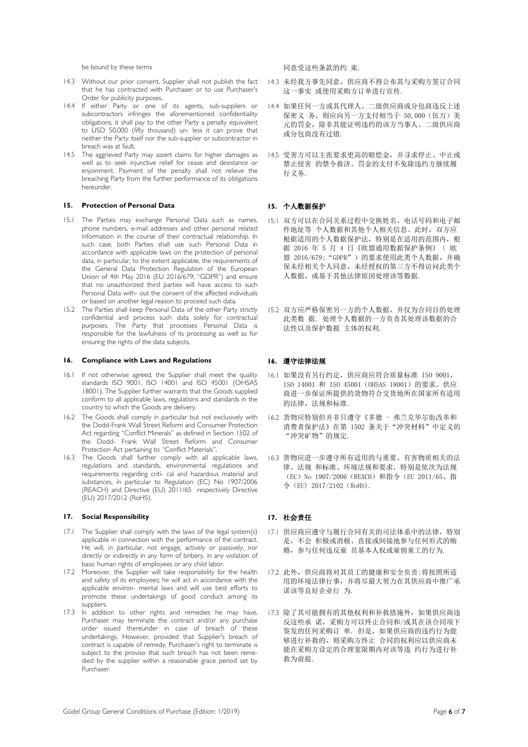be bound by these terms

14.3 Without our prior consent, Supplier shall not publish the fact that he has contracted with Purchaser or to use Purchaser's Order for publicity purposes.

14.4 If either Party or one of its agents, sub-suppliers or subcontractors infringes the aforementioned confidentiality obligations, it shall pay to the other Party a penalty equivalent to USD 50,000 (fifty thousand) un- less it can prove that neither the Party itself nor the sub-supplier or subcontractor in breach was at fault.

14.5 The aggrieved Party may assert claims for higher damages as well as to seek injunctive relief for cease and desistance or enjoinment. Payment of the penalty shall not relieve the breaching Party from the further performance of its obligations hereunder.

## 15. Protection of Personal Data

15.1 The Parties may exchange Personal Data such as names, phone numbers, e-mail addresses and other personal related information in the course of their contractual relationship. In such case, both Parties shall use such Personal Data in accordance with applicable laws on the protection of personal data, in particular, to the extent applicable, the requirements of the General Data Protection Regulation of the European Union of 4th May 2016 (EU 2016/679; "GDPR") and ensure that no unauthorized third parties will have access to such Personal Data with- out the consent of the affected individuals or based on another legal reason to proceed such data.

15.2 The Parties shall keep Personal Data of the other Party strictly confidential and process such data solely for contractual purposes. The Party that processes Personal Data is responsible for the lawfulness of its processing as well as for ensuring the rights of the data subjects.

## 16. Compliance with Laws and Regulations

16.1 If not otherwise agreed, the Supplier shall meet the quality standards ISO 9001, ISO 14001 and ISO 45001 (OHSAS 18001). The Supplier further warrants that the Goods supplied conform to all applicable laws, regulations and standards in the country to which the Goods are delivery.

16.2 The Goods shall comply in particular but not exclusively with the Dodd-Frank Wall Street Reform and Consumer Protection Act regarding "Conflict Minerals" as defined in Section 1502 of the Dodd- Frank Wall Street Reform and Consumer Protection Act pertaining to "Conflict Materials".

16.3 The Goods shall further comply with all applicable laws, regulations and standards, environmental regulations and requirements regarding criti- cal and hazardous material and substances, in particular to Regulation (EC) No 1907/2006 (REACH) and Directive (EU) 2011/65 respectively Directive (EU) 2017/2012 (RoHS).

## 17. Social Responsibility

17.1 The Supplier shall comply with the laws of the legal system(s) applicable in connection with the performance of the contract. He will, in particular, not engage, actively or passively, nor directly or indirectly in any form of bribery, in any violation of basic human rights of employees or any child labor.

17.2 Moreover, the Supplier will take responsibility for the health and safety of its employees; he will act in accordance with the applicable environ- mental laws and will use best efforts to promote these undertakings of good conduct among its suppliers.

17.3 In addition to other rights and remedies he may have, Purchaser may terminate the contract and/or any purchase order issued thereunder in case of breach of these undertakings. However, provided that Supplier's breach of contract is capable of remedy, Purchaser's right to terminate is subject to the proviso that such breach has not been reme- died by the supplier within a reasonable grace period set by Purchaser.

同意受这些条款的约 束.

14.3 未经我方事先同意，供应商不得公布其与采购方签订合同这一事实 或使用采购方订单进行宣传.

14.4 如果任何一方或其代理人、二级供应商或分包商违反上述保密义 务，则应向另一方支付相当于 50,000（伍万）美元的罚金，除非其能证明违约的该方当事人、二级供应商或分包商没有过错.

14.5 受害方可以主张要求更高的赔偿金，并寻求停止、中止或禁止侵害 的禁令救济。罚金的支付不免除违约方继续履行义务.

## 15. 个人数据保护

15.1 双方可以在合同关系过程中交换姓名、电话号码和电子邮件地址等 个人数据和其他个人相关信息。此时，双方应根据适用的个人数据保护法，特别是在适用的范围内，根据 2016 年 5 月 4 日《欧盟通用数据保护条例》（ 欧盟 2016/679;"GDPR"）的要求使用此类个人数据，并确保未经相关个人同意，未经授权的第三方不得访问此类个人数据，或基于其他法律原因处理该等数据.

15.2 双方应严格保密另一方的个人数据，并仅为合同目的处理此类数 据. 处理个人数据的一方负责其处理该数据的合法性以及保护数据 主体的权利.

## 16. 遵守法律法规

16.1 如果没有另行约定，供应商应符合质量标准 ISO 9001，ISO 14001 和 ISO 45001（OHSAS 18001）的要求。供应商进一步保证所提供的货物符合交货地所在国家所有适用的法律，法规和标准.

16.2 货物应特别但并非只遵守《多德 – 弗兰克华尔街改革和消费者保护法》在第 1502 条关于"冲突材料"中定义的"冲突矿物"的规定.

16.3 货物应进一步遵守所有适用的与重要、有害物质相关的法律、法规 和标准、环境法规和要求，特别是依次为法规（EC）No 1907/2006（REACH）和指令（EU 2011/65、指令（EU）2017/2102（RoHS).

## 17. 社会责任

17.1 供应商应遵守与履行合同有关的司法体系中的法律，特别是，不会 积极或消极、直接或间接地参与任何形式的贿赂，参与任何违反雇 员基本人权或雇佣童工的行为.

17.2 此外，供应商将对其员工的健康和安全负责;将按照所适用的环境法律行事，并将尽最大努力在其供应商中推广承诺该等良好企业行 为.

17.3 除了其可能拥有的其他权利和补救措施外，如果供应商违反这些承 诺，采购方可以终止合同和/或其在该合同项下签发的任何采购订 单. 但是，如果供应商的违约行为能够进行补救的，则采购方终止 合同的权利应以供应商未能在采购方设定的合理宽限期内对该等违 约行为进行补救为前提.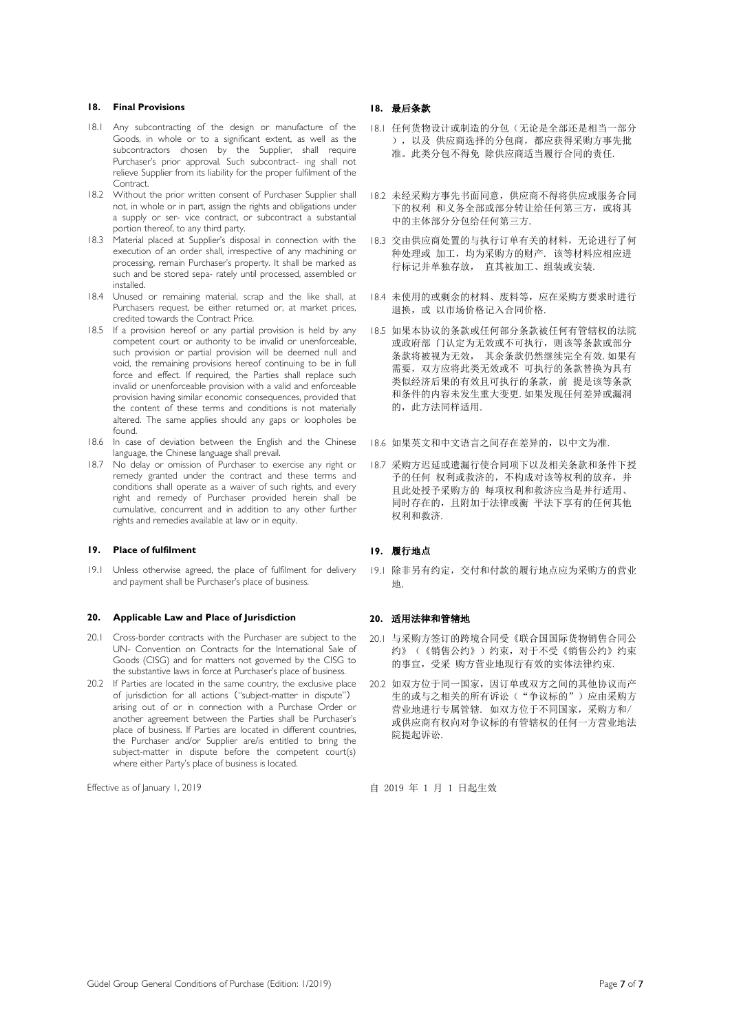## 18. Final Provisions

18.1 Any subcontracting of the design or manufacture of the Goods, in whole or to a significant extent, as well as the subcontractors chosen by the Supplier, shall require Purchaser's prior approval. Such subcontract- ing shall not relieve Supplier from its liability for the proper fulfilment of the Contract.

18.2 Without the prior written consent of Purchaser Supplier shall not, in whole or in part, assign the rights and obligations under a supply or ser- vice contract, or subcontract a substantial portion thereof, to any third party.

18.3 Material placed at Supplier's disposal in connection with the execution of an order shall, irrespective of any machining or processing, remain Purchaser's property. It shall be marked as such and be stored sepa- rately until processed, assembled or installed.

18.4 Unused or remaining material, scrap and the like shall, at Purchasers request, be either returned or, at market prices, credited towards the Contract Price.

18.5 If a provision hereof or any partial provision is held by any competent court or authority to be invalid or unenforceable, such provision or partial provision will be deemed null and void, the remaining provisions hereof continuing to be in full force and effect. If required, the Parties shall replace such invalid or unenforceable provision with a valid and enforceable provision having similar economic consequences, provided that the content of these terms and conditions is not materially altered. The same applies should any gaps or loopholes be found.

18.6 In case of deviation between the English and the Chinese language, the Chinese language shall prevail.

18.7 No delay or omission of Purchaser to exercise any right or remedy granted under the contract and these terms and conditions shall operate as a waiver of such rights, and every right and remedy of Purchaser provided herein shall be cumulative, concurrent and in addition to any other further rights and remedies available at law or in equity.

## 19. Place of fulfilment

19.1 Unless otherwise agreed, the place of fulfilment for delivery and payment shall be Purchaser's place of business.

## 20. Applicable Law and Place of Jurisdiction

20.1 Cross-border contracts with the Purchaser are subject to the UN- Convention on Contracts for the International Sale of Goods (CISG) and for matters not governed by the CISG to the substantive laws in force at Purchaser's place of business.

20.2 If Parties are located in the same country, the exclusive place of jurisdiction for all actions ("subject-matter in dispute") arising out of or in connection with a Purchase Order or another agreement between the Parties shall be Purchaser's place of business. If Parties are located in different countries, the Purchaser and/or Supplier are/is entitled to bring the subject-matter in dispute before the competent court(s) where either Party's place of business is located.

Effective as of January 1, 2019

## 18. 最后条款

18.1 任何货物设计或制造的分包（无论是全部还是相当一部分），以及 供应商选择的分包商，都应获得采购方事先批准。此类分包不得免 除供应商适当履行合同的责任.

18.2 未经采购方事先书面同意，供应商不得将供应或服务合同下的权利 和义务全部或部分转让给任何第三方，或将其中的主体部分分包给任何第三方.

18.3 交由供应商处置的与执行订单有关的材料，无论进行了何种处理或 加工，均为采购方的财产. 该等材料应相应进行标记并单独存放， 直其被加工、组装或安装.

18.4 未使用的或剩余的材料、废料等，应在采购方要求时进行退换，或 以市场价格记入合同价格.

18.5 如果本协议的条款或任何部分条款被任何有管辖权的法院或政府部 门认定为无效或不可执行，则该等条款或部分条款将被视为无效， 其余条款仍然继续完全有效. 如果有需要，双方应将此类无效或不 可执行的条款替换为具有类似经济后果的有效且可执行的条款，前 提是该等条款和条件的内容未发生重大变更. 如果发现任何差异或漏洞的，此方法同样适用.

18.6 如果英文和中文语言之间存在差异的，以中文为准.

18.7 采购方迟延或遗漏行使合同项下以及相关条款和条件下授予的任何 权利或救济的，不构成对该等权利的放弃，并且此处授予采购方的 每项权利和救济应当是并行适用、同时存在的，且附加于法律或衡 平法下享有的任何其他权利和救济.

## 19. 履行地点

19.1 除非另有约定，交付和付款的履行地点应为采购方的营业地.

## 20. 适用法律和管辖地

20.1 与采购方签订的跨境合同受《联合国国际货物销售合同公约》（《销售公约》）约束，对于不受《销售公约》约束的事宜，受采 购方营业地现行有效的实体法律约束.

20.2 如双方位于同一国家，因订单或双方之间的其他协议而产生的或与之相关的所有诉讼（"争议标的"）应由采购方营业地进行专属管辖. 如双方位于不同国家，采购方和/或供应商有权向对争议标的有管辖权的任何一方营业地法院提起诉讼.

自 2019 年 1 月 1 日起生效